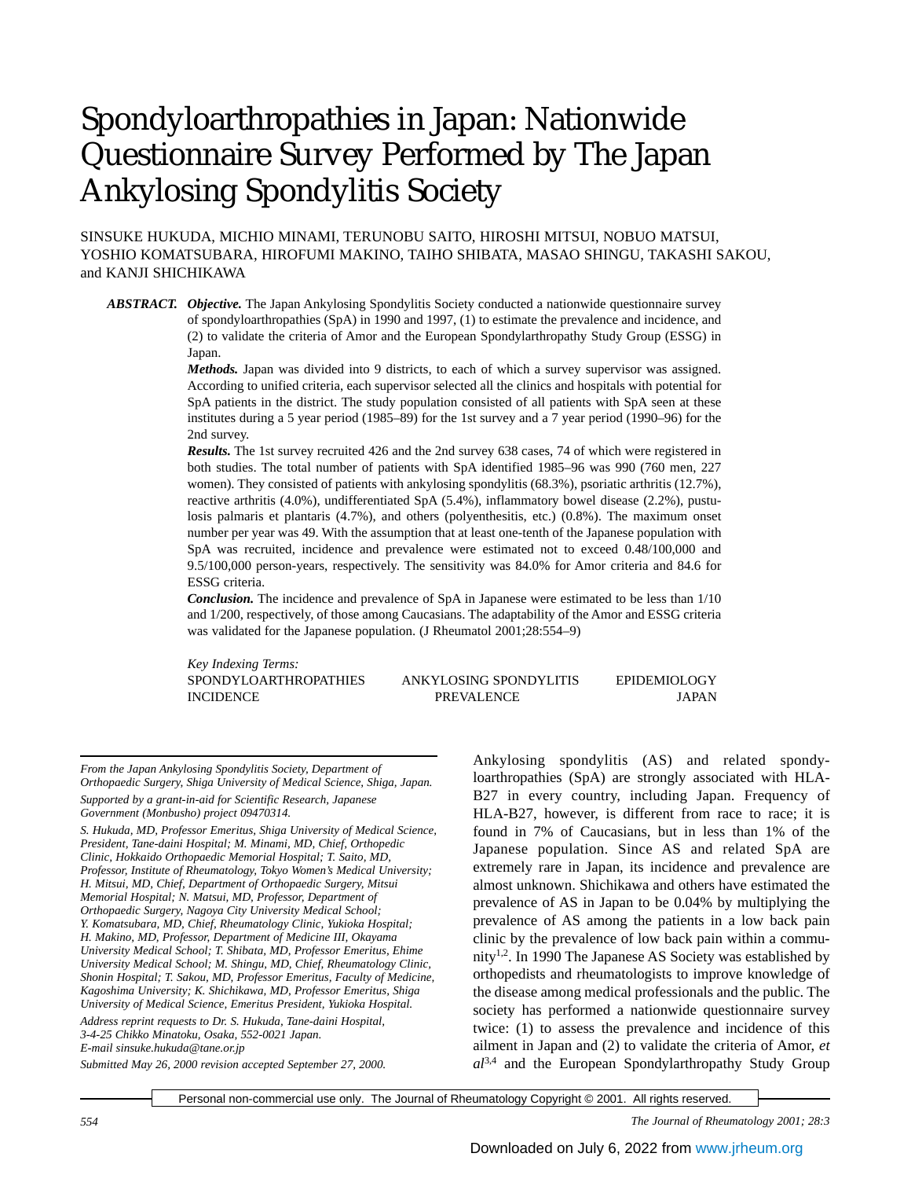# Spondyloarthropathies in Japan: Nationwide Questionnaire Survey Performed by The Japan Ankylosing Spondylitis Society

SINSUKE HUKUDA, MICHIO MINAMI, TERUNOBU SAITO, HIROSHI MITSUI, NOBUO MATSUI, YOSHIO KOMATSUBARA, HIROFUMI MAKINO, TAIHO SHIBATA, MASAO SHINGU, TAKASHI SAKOU, and KANJI SHICHIKAWA

***ABSTRACT.*** ***Objective.*** The Japan Ankylosing Spondylitis Society conducted a nationwide questionnaire survey of spondyloarthropathies (SpA) in 1990 and 1997, (1) to estimate the prevalence and incidence, and (2) to validate the criteria of Amor and the European Spondylarthropathy Study Group (ESSG) in Japan.

***Methods.*** Japan was divided into 9 districts, to each of which a survey supervisor was assigned. According to unified criteria, each supervisor selected all the clinics and hospitals with potential for SpA patients in the district. The study population consisted of all patients with SpA seen at these institutes during a 5 year period (1985–89) for the 1st survey and a 7 year period (1990–96) for the 2nd survey.

***Results.*** The 1st survey recruited 426 and the 2nd survey 638 cases, 74 of which were registered in both studies. The total number of patients with SpA identified 1985–96 was 990 (760 men, 227 women). They consisted of patients with ankylosing spondylitis (68.3%), psoriatic arthritis (12.7%), reactive arthritis (4.0%), undifferentiated SpA (5.4%), inflammatory bowel disease (2.2%), pustulosis palmaris et plantaris (4.7%), and others (polyenthesitis, etc.) (0.8%). The maximum onset number per year was 49. With the assumption that at least one-tenth of the Japanese population with SpA was recruited, incidence and prevalence were estimated not to exceed 0.48/100,000 and 9.5/100,000 person-years, respectively. The sensitivity was 84.0% for Amor criteria and 84.6 for ESSG criteria.

***Conclusion.*** The incidence and prevalence of SpA in Japanese were estimated to be less than 1/10 and 1/200, respectively, of those among Caucasians. The adaptability of the Amor and ESSG criteria was validated for the Japanese population. (J Rheumatol 2001;28:554–9)

*Key Indexing Terms:*
SPONDYLOARTHROPATHIES — ANKYLOSING SPONDYLITIS — EPIDEMIOLOGY — INCIDENCE — PREVALENCE — JAPAN

*From the Japan Ankylosing Spondylitis Society, Department of Orthopaedic Surgery, Shiga University of Medical Science, Shiga, Japan.*

*Supported by a grant-in-aid for Scientific Research, Japanese Government (Monbusho) project 09470314.*

*S. Hukuda, MD, Professor Emeritus, Shiga University of Medical Science, President, Tane-daini Hospital; M. Minami, MD, Chief, Orthopedic Clinic, Hokkaido Orthopaedic Memorial Hospital; T. Saito, MD, Professor, Institute of Rheumatology, Tokyo Women's Medical University; H. Mitsui, MD, Chief, Department of Orthopaedic Surgery, Mitsui Memorial Hospital; N. Matsui, MD, Professor, Department of Orthopaedic Surgery, Nagoya City University Medical School; Y. Komatsubara, MD, Chief, Rheumatology Clinic, Yukioka Hospital; H. Makino, MD, Professor, Department of Medicine III, Okayama University Medical School; T. Shibata, MD, Professor Emeritus, Ehime University Medical School; M. Shingu, MD, Chief, Rheumatology Clinic, Shonin Hospital; T. Sakou, MD, Professor Emeritus, Faculty of Medicine, Kagoshima University; K. Shichikawa, MD, Professor Emeritus, Shiga University of Medical Science, Emeritus President, Yukioka Hospital.*

*Address reprint requests to Dr. S. Hukuda, Tane-daini Hospital, 3-4-25 Chikko Minatoku, Osaka, 552-0021 Japan. E-mail sinsuke.hukuda@tane.or.jp*

*Submitted May 26, 2000 revision accepted September 27, 2000.*

Ankylosing spondylitis (AS) and related spondyloarthropathies (SpA) are strongly associated with HLA-B27 in every country, including Japan. Frequency of HLA-B27, however, is different from race to race; it is found in 7% of Caucasians, but in less than 1% of the Japanese population. Since AS and related SpA are extremely rare in Japan, its incidence and prevalence are almost unknown. Shichikawa and others have estimated the prevalence of AS in Japan to be 0.04% by multiplying the prevalence of AS among the patients in a low back pain clinic by the prevalence of low back pain within a community[1,2]. In 1990 The Japanese AS Society was established by orthopedists and rheumatologists to improve knowledge of the disease among medical professionals and the public. The society has performed a nationwide questionnaire survey twice: (1) to assess the prevalence and incidence of this ailment in Japan and (2) to validate the criteria of Amor, *et al*[3,4] and the European Spondylarthropathy Study Group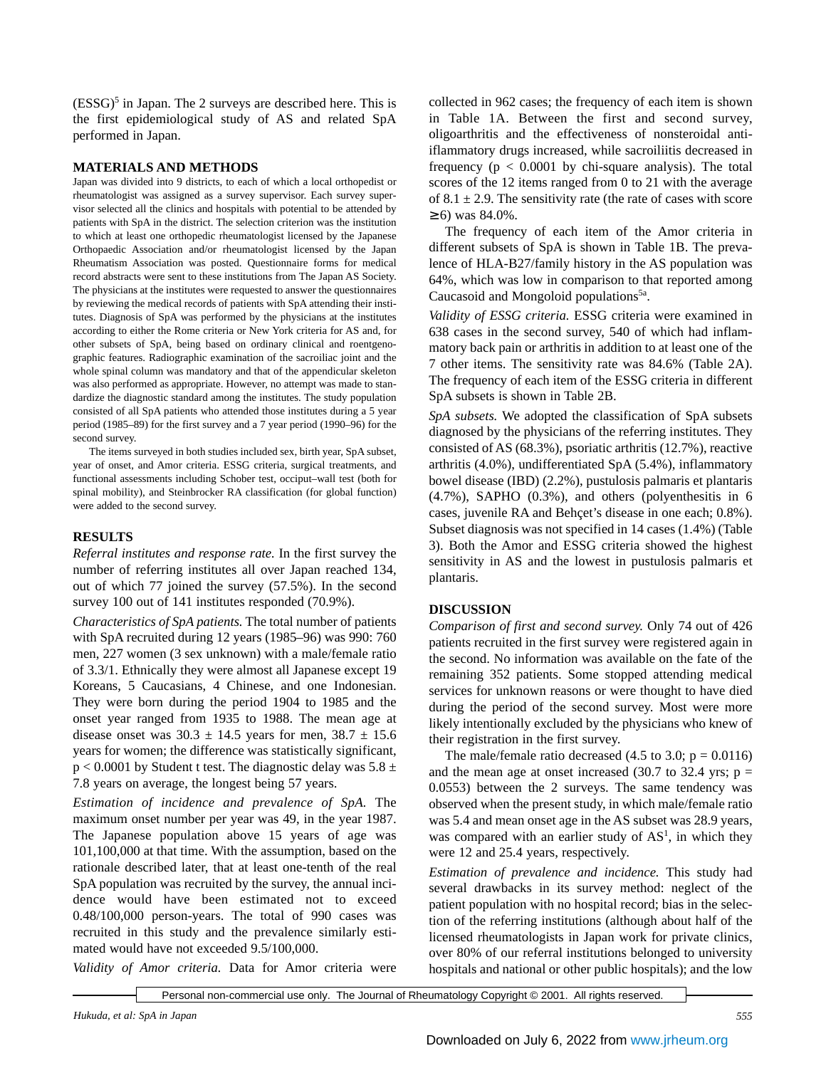(ESSG)[5] in Japan. The 2 surveys are described here. This is the first epidemiological study of AS and related SpA performed in Japan.

## MATERIALS AND METHODS

Japan was divided into 9 districts, to each of which a local orthopedist or rheumatologist was assigned as a survey supervisor. Each survey supervisor selected all the clinics and hospitals with potential to be attended by patients with SpA in the district. The selection criterion was the institution to which at least one orthopedic rheumatologist licensed by the Japanese Orthopaedic Association and/or rheumatologist licensed by the Japan Rheumatism Association was posted. Questionnaire forms for medical record abstracts were sent to these institutions from The Japan AS Society. The physicians at the institutes were requested to answer the questionnaires by reviewing the medical records of patients with SpA attending their institutes. Diagnosis of SpA was performed by the physicians at the institutes according to either the Rome criteria or New York criteria for AS and, for other subsets of SpA, being based on ordinary clinical and roentgenographic features. Radiographic examination of the sacroiliac joint and the whole spinal column was mandatory and that of the appendicular skeleton was also performed as appropriate. However, no attempt was made to standardize the diagnostic standard among the institutes. The study population consisted of all SpA patients who attended those institutes during a 5 year period (1985–89) for the first survey and a 7 year period (1990–96) for the second survey.

The items surveyed in both studies included sex, birth year, SpA subset, year of onset, and Amor criteria. ESSG criteria, surgical treatments, and functional assessments including Schober test, occiput–wall test (both for spinal mobility), and Steinbrocker RA classification (for global function) were added to the second survey.

## RESULTS

*Referral institutes and response rate.* In the first survey the number of referring institutes all over Japan reached 134, out of which 77 joined the survey (57.5%). In the second survey 100 out of 141 institutes responded (70.9%).

*Characteristics of SpA patients.* The total number of patients with SpA recruited during 12 years (1985–96) was 990: 760 men, 227 women (3 sex unknown) with a male/female ratio of 3.3/1. Ethnically they were almost all Japanese except 19 Koreans, 5 Caucasians, 4 Chinese, and one Indonesian. They were born during the period 1904 to 1985 and the onset year ranged from 1935 to 1988. The mean age at disease onset was 30.3 ± 14.5 years for men, 38.7 ± 15.6 years for women; the difference was statistically significant, $p < 0.0001$ by Student t test. The diagnostic delay was 5.8 ± 7.8 years on average, the longest being 57 years.

*Estimation of incidence and prevalence of SpA.* The maximum onset number per year was 49, in the year 1987. The Japanese population above 15 years of age was 101,100,000 at that time. With the assumption, based on the rationale described later, that at least one-tenth of the real SpA population was recruited by the survey, the annual incidence would have been estimated not to exceed 0.48/100,000 person-years. The total of 990 cases was recruited in this study and the prevalence similarly estimated would have not exceeded 9.5/100,000.

*Validity of Amor criteria.* Data for Amor criteria were collected in 962 cases; the frequency of each item is shown in Table 1A. Between the first and second survey, oligoarthritis and the effectiveness of nonsteroidal antiinflammatory drugs increased, while sacroiliitis decreased in frequency ($p < 0.0001$ by chi-square analysis). The total scores of the 12 items ranged from 0 to 21 with the average of 8.1 ± 2.9. The sensitivity rate (the rate of cases with score ≥ 6) was 84.0%.

The frequency of each item of the Amor criteria in different subsets of SpA is shown in Table 1B. The prevalence of HLA-B27/family history in the AS population was 64%, which was low in comparison to that reported among Caucasoid and Mongoloid populations[5a].

*Validity of ESSG criteria.* ESSG criteria were examined in 638 cases in the second survey, 540 of which had inflammatory back pain or arthritis in addition to at least one of the 7 other items. The sensitivity rate was 84.6% (Table 2A). The frequency of each item of the ESSG criteria in different SpA subsets is shown in Table 2B.

*SpA subsets.* We adopted the classification of SpA subsets diagnosed by the physicians of the referring institutes. They consisted of AS (68.3%), psoriatic arthritis (12.7%), reactive arthritis (4.0%), undifferentiated SpA (5.4%), inflammatory bowel disease (IBD) (2.2%), pustulosis palmaris et plantaris (4.7%), SAPHO (0.3%), and others (polyenthesitis in 6 cases, juvenile RA and Behçet's disease in one each; 0.8%). Subset diagnosis was not specified in 14 cases (1.4%) (Table 3). Both the Amor and ESSG criteria showed the highest sensitivity in AS and the lowest in pustulosis palmaris et plantaris.

## DISCUSSION

*Comparison of first and second survey.* Only 74 out of 426 patients recruited in the first survey were registered again in the second. No information was available on the fate of the remaining 352 patients. Some stopped attending medical services for unknown reasons or were thought to have died during the period of the second survey. Most were more likely intentionally excluded by the physicians who knew of their registration in the first survey.

The male/female ratio decreased (4.5 to 3.0; $p = 0.0116$) and the mean age at onset increased (30.7 to 32.4 yrs; $p = 0.0553$) between the 2 surveys. The same tendency was observed when the present study, in which male/female ratio was 5.4 and mean onset age in the AS subset was 28.9 years, was compared with an earlier study of AS[1], in which they were 12 and 25.4 years, respectively.

*Estimation of prevalence and incidence.* This study had several drawbacks in its survey method: neglect of the patient population with no hospital record; bias in the selection of the referring institutions (although about half of the licensed rheumatologists in Japan work for private clinics, over 80% of our referral institutions belonged to university hospitals and national or other public hospitals); and the low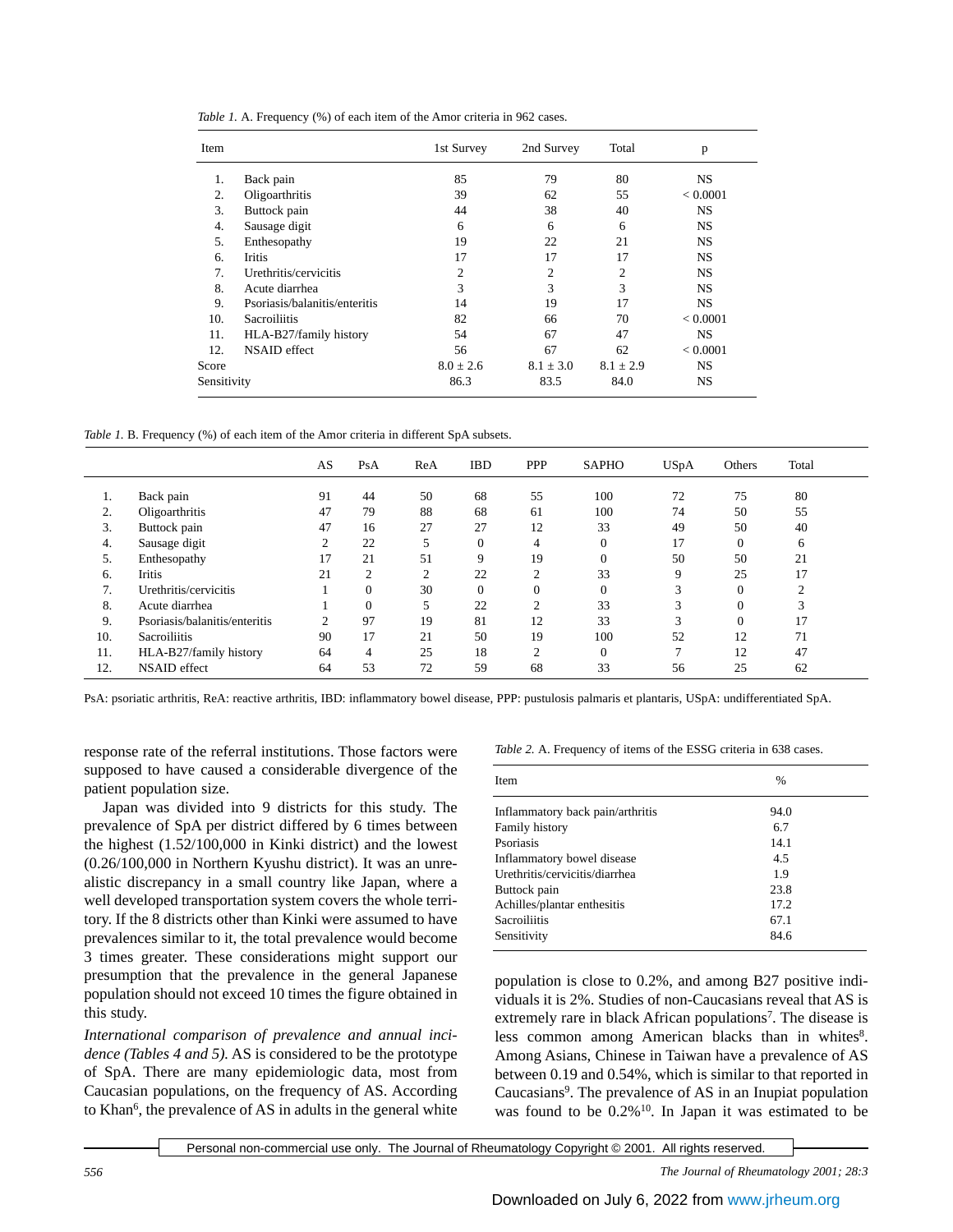*Table 1.* A. Frequency (%) of each item of the Amor criteria in 962 cases.

| Item | | 1st Survey | 2nd Survey | Total | p |
|---|---|---|---|---|---|
| 1. | Back pain | 85 | 79 | 80 | NS |
| 2. | Oligoarthritis | 39 | 62 | 55 | < 0.0001 |
| 3. | Buttock pain | 44 | 38 | 40 | NS |
| 4. | Sausage digit | 6 | 6 | 6 | NS |
| 5. | Enthesopathy | 19 | 22 | 21 | NS |
| 6. | Iritis | 17 | 17 | 17 | NS |
| 7. | Urethritis/cervicitis | 2 | 2 | 2 | NS |
| 8. | Acute diarrhea | 3 | 3 | 3 | NS |
| 9. | Psoriasis/balanitis/enteritis | 14 | 19 | 17 | NS |
| 10. | Sacroiliitis | 82 | 66 | 70 | < 0.0001 |
| 11. | HLA-B27/family history | 54 | 67 | 47 | NS |
| 12. | NSAID effect | 56 | 67 | 62 | < 0.0001 |
| Score | | 8.0 ± 2.6 | 8.1 ± 3.0 | 8.1 ± 2.9 | NS |
| Sensitivity | | 86.3 | 83.5 | 84.0 | NS |

*Table 1.* B. Frequency (%) of each item of the Amor criteria in different SpA subsets.

| | | AS | PsA | ReA | IBD | PPP | SAPHO | USpA | Others | Total |
|---|---|---|---|---|---|---|---|---|---|---|
| 1. | Back pain | 91 | 44 | 50 | 68 | 55 | 100 | 72 | 75 | 80 |
| 2. | Oligoarthritis | 47 | 79 | 88 | 68 | 61 | 100 | 74 | 50 | 55 |
| 3. | Buttock pain | 47 | 16 | 27 | 27 | 12 | 33 | 49 | 50 | 40 |
| 4. | Sausage digit | 2 | 22 | 5 | 0 | 4 | 0 | 17 | 0 | 6 |
| 5. | Enthesopathy | 17 | 21 | 51 | 9 | 19 | 0 | 50 | 50 | 21 |
| 6. | Iritis | 21 | 2 | 2 | 22 | 2 | 33 | 9 | 25 | 17 |
| 7. | Urethritis/cervicitis | 1 | 0 | 30 | 0 | 0 | 0 | 3 | 0 | 2 |
| 8. | Acute diarrhea | 1 | 0 | 5 | 22 | 2 | 33 | 3 | 0 | 3 |
| 9. | Psoriasis/balanitis/enteritis | 2 | 97 | 19 | 81 | 12 | 33 | 3 | 0 | 17 |
| 10. | Sacroiliitis | 90 | 17 | 21 | 50 | 19 | 100 | 52 | 12 | 71 |
| 11. | HLA-B27/family history | 64 | 4 | 25 | 18 | 2 | 0 | 7 | 12 | 47 |
| 12. | NSAID effect | 64 | 53 | 72 | 59 | 68 | 33 | 56 | 25 | 62 |

PsA: psoriatic arthritis, ReA: reactive arthritis, IBD: inflammatory bowel disease, PPP: pustulosis palmaris et plantaris, USpA: undifferentiated SpA.

response rate of the referral institutions. Those factors were supposed to have caused a considerable divergence of the patient population size.

Japan was divided into 9 districts for this study. The prevalence of SpA per district differed by 6 times between the highest (1.52/100,000 in Kinki district) and the lowest (0.26/100,000 in Northern Kyushu district). It was an unrealistic discrepancy in a small country like Japan, where a well developed transportation system covers the whole territory. If the 8 districts other than Kinki were assumed to have prevalences similar to it, the total prevalence would become 3 times greater. These considerations might support our presumption that the prevalence in the general Japanese population should not exceed 10 times the figure obtained in this study.

*International comparison of prevalence and annual incidence (Tables 4 and 5).* AS is considered to be the prototype of SpA. There are many epidemiologic data, most from Caucasian populations, on the frequency of AS. According to Khan[6], the prevalence of AS in adults in the general white population is close to 0.2%, and among B27 positive individuals it is 2%. Studies of non-Caucasians reveal that AS is extremely rare in black African populations[7]. The disease is less common among American blacks than in whites[8]. Among Asians, Chinese in Taiwan have a prevalence of AS between 0.19 and 0.54%, which is similar to that reported in Caucasians[9]. The prevalence of AS in an Inupiat population was found to be 0.2%[10]. In Japan it was estimated to be

*Table 2.* A. Frequency of items of the ESSG criteria in 638 cases.

| Item | % |
|---|---|
| Inflammatory back pain/arthritis | 94.0 |
| Family history | 6.7 |
| Psoriasis | 14.1 |
| Inflammatory bowel disease | 4.5 |
| Urethritis/cervicitis/diarrhea | 1.9 |
| Buttock pain | 23.8 |
| Achilles/plantar enthesitis | 17.2 |
| Sacroiliitis | 67.1 |
| Sensitivity | 84.6 |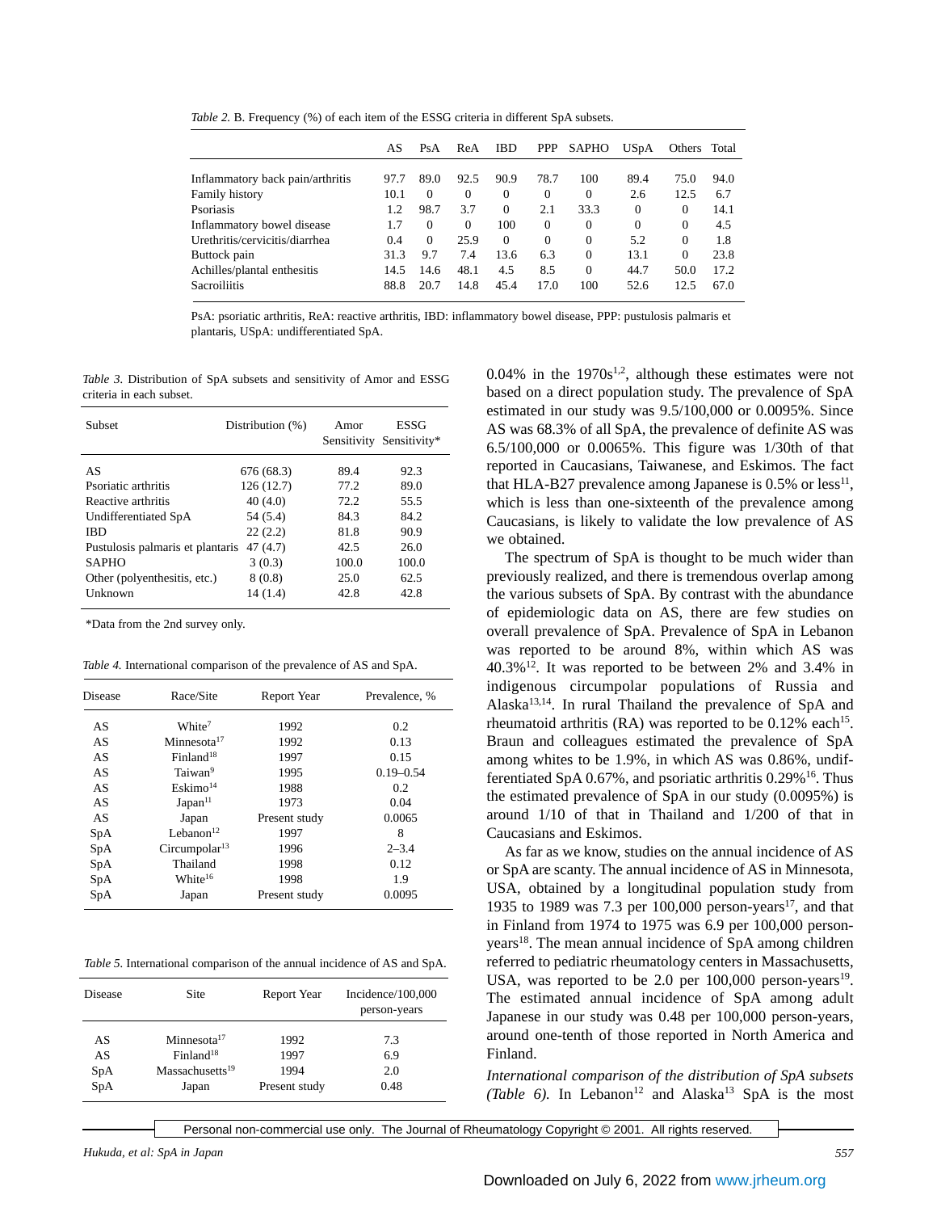*Table 2.* B. Frequency (%) of each item of the ESSG criteria in different SpA subsets.

| | AS | PsA | ReA | IBD | PPP | SAPHO | USpA | Others | Total |
|---|---|---|---|---|---|---|---|---|---|
| Inflammatory back pain/arthritis | 97.7 | 89.0 | 92.5 | 90.9 | 78.7 | 100 | 89.4 | 75.0 | 94.0 |
| Family history | 10.1 | 0 | 0 | 0 | 0 | 0 | 2.6 | 12.5 | 6.7 |
| Psoriasis | 1.2 | 98.7 | 3.7 | 0 | 2.1 | 33.3 | 0 | 0 | 14.1 |
| Inflammatory bowel disease | 1.7 | 0 | 0 | 100 | 0 | 0 | 0 | 0 | 4.5 |
| Urethritis/cervicitis/diarrhea | 0.4 | 0 | 25.9 | 0 | 0 | 0 | 5.2 | 0 | 1.8 |
| Buttock pain | 31.3 | 9.7 | 7.4 | 13.6 | 6.3 | 0 | 13.1 | 0 | 23.8 |
| Achilles/plantal enthesitis | 14.5 | 14.6 | 48.1 | 4.5 | 8.5 | 0 | 44.7 | 50.0 | 17.2 |
| Sacroiliitis | 88.8 | 20.7 | 14.8 | 45.4 | 17.0 | 100 | 52.6 | 12.5 | 67.0 |

PsA: psoriatic arthritis, ReA: reactive arthritis, IBD: inflammatory bowel disease, PPP: pustulosis palmaris et plantaris, USpA: undifferentiated SpA.

*Table 3.* Distribution of SpA subsets and sensitivity of Amor and ESSG criteria in each subset.

| Subset | Distribution (%) | Amor Sensitivity | ESSG Sensitivity* |
|---|---|---|---|
| AS | 676 (68.3) | 89.4 | 92.3 |
| Psoriatic arthritis | 126 (12.7) | 77.2 | 89.0 |
| Reactive arthritis | 40 (4.0) | 72.2 | 55.5 |
| Undifferentiated SpA | 54 (5.4) | 84.3 | 84.2 |
| IBD | 22 (2.2) | 81.8 | 90.9 |
| Pustulosis palmaris et plantaris | 47 (4.7) | 42.5 | 26.0 |
| SAPHO | 3 (0.3) | 100.0 | 100.0 |
| Other (polyenthesitis, etc.) | 8 (0.8) | 25.0 | 62.5 |
| Unknown | 14 (1.4) | 42.8 | 42.8 |

*Data from the 2nd survey only.

*Table 4.* International comparison of the prevalence of AS and SpA.

| Disease | Race/Site | Report Year | Prevalence, % |
|---|---|---|---|
| AS | White[7] | 1992 | 0.2 |
| AS | Minnesota[17] | 1992 | 0.13 |
| AS | Finland[18] | 1997 | 0.15 |
| AS | Taiwan[9] | 1995 | 0.19–0.54 |
| AS | Eskimo[14] | 1988 | 0.2 |
| AS | Japan[11] | 1973 | 0.04 |
| AS | Japan | Present study | 0.0065 |
| SpA | Lebanon[12] | 1997 | 8 |
| SpA | Circumpolar[13] | 1996 | 2–3.4 |
| SpA | Thailand | 1998 | 0.12 |
| SpA | White[16] | 1998 | 1.9 |
| SpA | Japan | Present study | 0.0095 |

*Table 5.* International comparison of the annual incidence of AS and SpA.

| Disease | Site | Report Year | Incidence/100,000 person-years |
|---|---|---|---|
| AS | Minnesota[17] | 1992 | 7.3 |
| AS | Finland[18] | 1997 | 6.9 |
| SpA | Massachusetts[19] | 1994 | 2.0 |
| SpA | Japan | Present study | 0.48 |

0.04% in the 1970s[1,2], although these estimates were not based on a direct population study. The prevalence of SpA estimated in our study was 9.5/100,000 or 0.0095%. Since AS was 68.3% of all SpA, the prevalence of definite AS was 6.5/100,000 or 0.0065%. This figure was 1/30th of that reported in Caucasians, Taiwanese, and Eskimos. The fact that HLA-B27 prevalence among Japanese is 0.5% or less[11], which is less than one-sixteenth of the prevalence among Caucasians, is likely to validate the low prevalence of AS we obtained.

The spectrum of SpA is thought to be much wider than previously realized, and there is tremendous overlap among the various subsets of SpA. By contrast with the abundance of epidemiologic data on AS, there are few studies on overall prevalence of SpA. Prevalence of SpA in Lebanon was reported to be around 8%, within which AS was 40.3%[12]. It was reported to be between 2% and 3.4% in indigenous circumpolar populations of Russia and Alaska[13,14]. In rural Thailand the prevalence of SpA and rheumatoid arthritis (RA) was reported to be 0.12% each[15]. Braun and colleagues estimated the prevalence of SpA among whites to be 1.9%, in which AS was 0.86%, undifferentiated SpA 0.67%, and psoriatic arthritis 0.29%[16]. Thus the estimated prevalence of SpA in our study (0.0095%) is around 1/10 of that in Thailand and 1/200 of that in Caucasians and Eskimos.

As far as we know, studies on the annual incidence of AS or SpA are scanty. The annual incidence of AS in Minnesota, USA, obtained by a longitudinal population study from 1935 to 1989 was 7.3 per 100,000 person-years[17], and that in Finland from 1974 to 1975 was 6.9 per 100,000 person-years[18]. The mean annual incidence of SpA among children referred to pediatric rheumatology centers in Massachusetts, USA, was reported to be 2.0 per 100,000 person-years[19]. The estimated annual incidence of SpA among adult Japanese in our study was 0.48 per 100,000 person-years, around one-tenth of those reported in North America and Finland.

*International comparison of the distribution of SpA subsets (Table 6).* In Lebanon[12] and Alaska[13] SpA is the most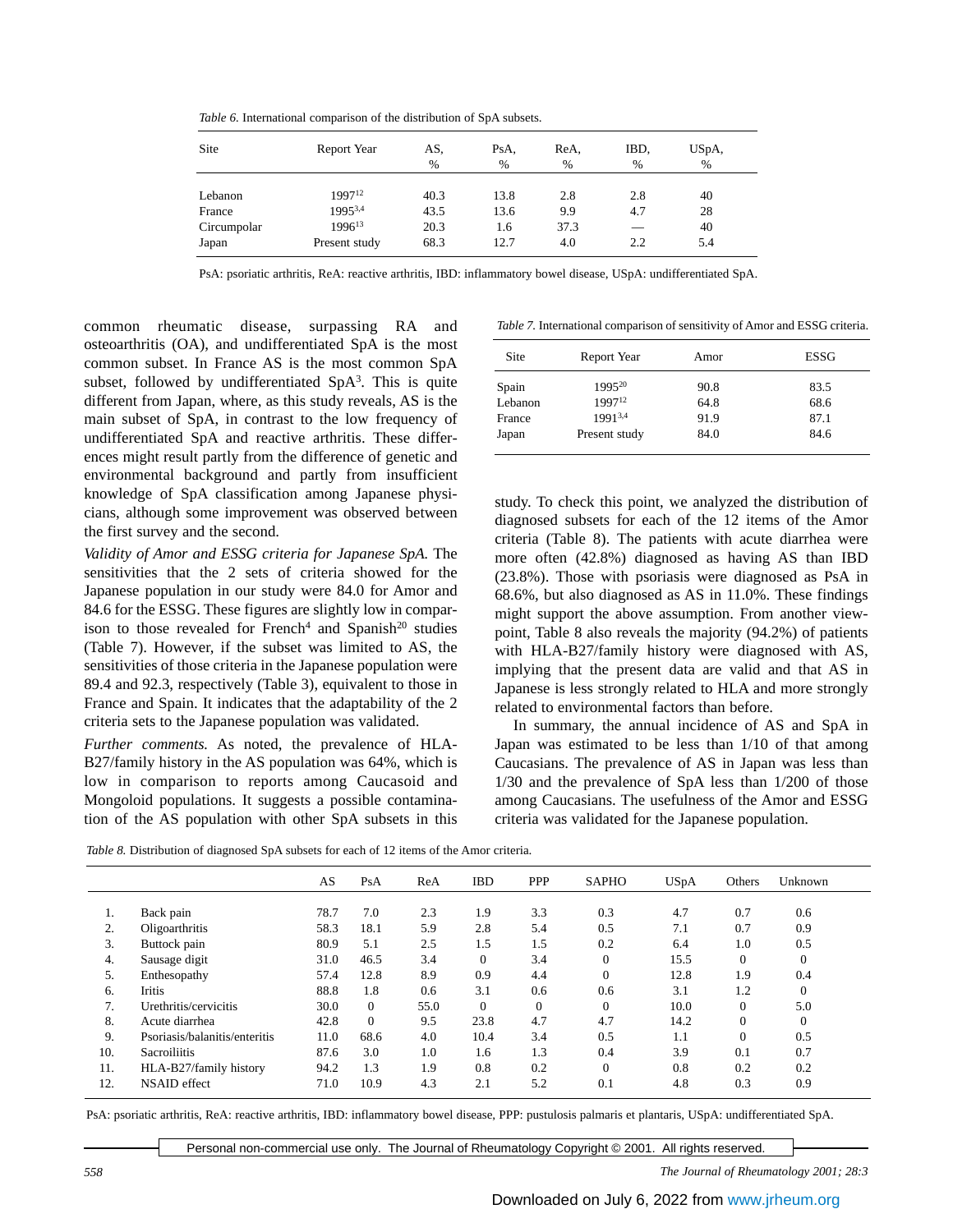Table 6. International comparison of the distribution of SpA subsets.

| Site | Report Year | AS, % | PsA, % | ReA, % | IBD, % | USpA, % |
|---|---|---|---|---|---|---|
| Lebanon | 1997[12] | 40.3 | 13.8 | 2.8 | 2.8 | 40 |
| France | 1995[3,4] | 43.5 | 13.6 | 9.9 | 4.7 | 28 |
| Circumpolar | 1996[13] | 20.3 | 1.6 | 37.3 | — | 40 |
| Japan | Present study | 68.3 | 12.7 | 4.0 | 2.2 | 5.4 |

PsA: psoriatic arthritis, ReA: reactive arthritis, IBD: inflammatory bowel disease, USpA: undifferentiated SpA.

common rheumatic disease, surpassing RA and osteoarthritis (OA), and undifferentiated SpA is the most common subset. In France AS is the most common SpA subset, followed by undifferentiated SpA[3]. This is quite different from Japan, where, as this study reveals, AS is the main subset of SpA, in contrast to the low frequency of undifferentiated SpA and reactive arthritis. These differences might result partly from the difference of genetic and environmental background and partly from insufficient knowledge of SpA classification among Japanese physicians, although some improvement was observed between the first survey and the second.

*Validity of Amor and ESSG criteria for Japanese SpA.* The sensitivities that the 2 sets of criteria showed for the Japanese population in our study were 84.0 for Amor and 84.6 for the ESSG. These figures are slightly low in comparison to those revealed for French[4] and Spanish[20] studies (Table 7). However, if the subset was limited to AS, the sensitivities of those criteria in the Japanese population were 89.4 and 92.3, respectively (Table 3), equivalent to those in France and Spain. It indicates that the adaptability of the 2 criteria sets to the Japanese population was validated.

*Further comments.* As noted, the prevalence of HLA-B27/family history in the AS population was 64%, which is low in comparison to reports among Caucasoid and Mongoloid populations. It suggests a possible contamination of the AS population with other SpA subsets in this study. To check this point, we analyzed the distribution of diagnosed subsets for each of the 12 items of the Amor criteria (Table 8). The patients with acute diarrhea were more often (42.8%) diagnosed as having AS than IBD (23.8%). Those with psoriasis were diagnosed as PsA in 68.6%, but also diagnosed as AS in 11.0%. These findings might support the above assumption. From another viewpoint, Table 8 also reveals the majority (94.2%) of patients with HLA-B27/family history were diagnosed with AS, implying that the present data are valid and that AS in Japanese is less strongly related to HLA and more strongly related to environmental factors than before.

In summary, the annual incidence of AS and SpA in Japan was estimated to be less than 1/10 of that among Caucasians. The prevalence of AS in Japan was less than 1/30 and the prevalence of SpA less than 1/200 of those among Caucasians. The usefulness of the Amor and ESSG criteria was validated for the Japanese population.

Table 7. International comparison of sensitivity of Amor and ESSG criteria.

| Site | Report Year | Amor | ESSG |
|---|---|---|---|
| Spain | 1995[20] | 90.8 | 83.5 |
| Lebanon | 1997[12] | 64.8 | 68.6 |
| France | 1991[3,4] | 91.9 | 87.1 |
| Japan | Present study | 84.0 | 84.6 |

Table 8. Distribution of diagnosed SpA subsets for each of 12 items of the Amor criteria.

| | | AS | PsA | ReA | IBD | PPP | SAPHO | USpA | Others | Unknown |
|---|---|---|---|---|---|---|---|---|---|---|
| 1. | Back pain | 78.7 | 7.0 | 2.3 | 1.9 | 3.3 | 0.3 | 4.7 | 0.7 | 0.6 |
| 2. | Oligoarthritis | 58.3 | 18.1 | 5.9 | 2.8 | 5.4 | 0.5 | 7.1 | 0.7 | 0.9 |
| 3. | Buttock pain | 80.9 | 5.1 | 2.5 | 1.5 | 1.5 | 0.2 | 6.4 | 1.0 | 0.5 |
| 4. | Sausage digit | 31.0 | 46.5 | 3.4 | 0 | 3.4 | 0 | 15.5 | 0 | 0 |
| 5. | Enthesopathy | 57.4 | 12.8 | 8.9 | 0.9 | 4.4 | 0 | 12.8 | 1.9 | 0.4 |
| 6. | Iritis | 88.8 | 1.8 | 0.6 | 3.1 | 0.6 | 0.6 | 3.1 | 1.2 | 0 |
| 7. | Urethritis/cervicitis | 30.0 | 0 | 55.0 | 0 | 0 | 0 | 10.0 | 0 | 5.0 |
| 8. | Acute diarrhea | 42.8 | 0 | 9.5 | 23.8 | 4.7 | 4.7 | 14.2 | 0 | 0 |
| 9. | Psoriasis/balanitis/enteritis | 11.0 | 68.6 | 4.0 | 10.4 | 3.4 | 0.5 | 1.1 | 0 | 0.5 |
| 10. | Sacroiliitis | 87.6 | 3.0 | 1.0 | 1.6 | 1.3 | 0.4 | 3.9 | 0.1 | 0.7 |
| 11. | HLA-B27/family history | 94.2 | 1.3 | 1.9 | 0.8 | 0.2 | 0 | 0.8 | 0.2 | 0.2 |
| 12. | NSAID effect | 71.0 | 10.9 | 4.3 | 2.1 | 5.2 | 0.1 | 4.8 | 0.3 | 0.9 |

PsA: psoriatic arthritis, ReA: reactive arthritis, IBD: inflammatory bowel disease, PPP: pustulosis palmaris et plantaris, USpA: undifferentiated SpA.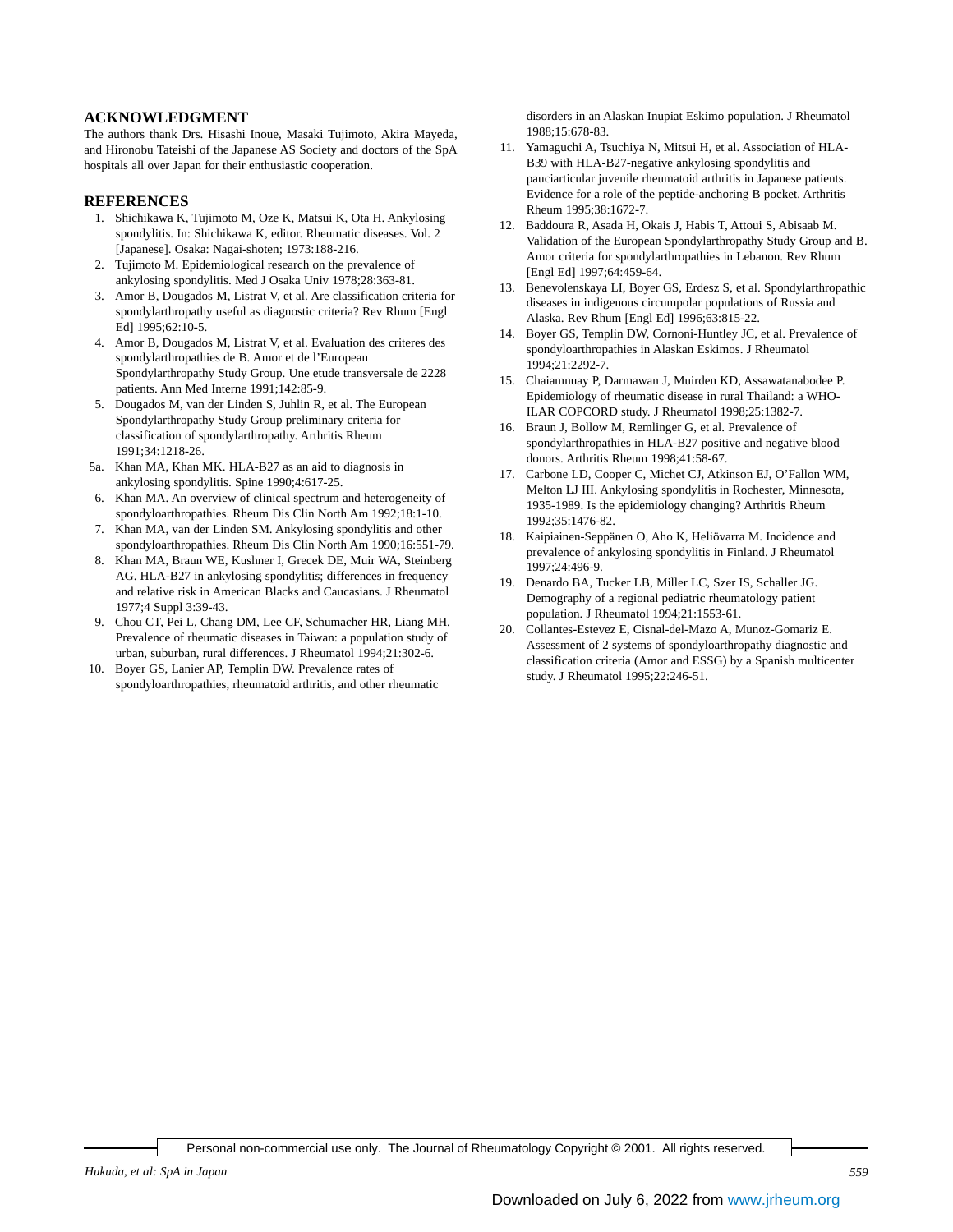## ACKNOWLEDGMENT

The authors thank Drs. Hisashi Inoue, Masaki Tujimoto, Akira Mayeda, and Hironobu Tateishi of the Japanese AS Society and doctors of the SpA hospitals all over Japan for their enthusiastic cooperation.

## REFERENCES

1. Shichikawa K, Tujimoto M, Oze K, Matsui K, Ota H. Ankylosing spondylitis. In: Shichikawa K, editor. Rheumatic diseases. Vol. 2 [Japanese]. Osaka: Nagai-shoten; 1973:188-216.
2. Tujimoto M. Epidemiological research on the prevalence of ankylosing spondylitis. Med J Osaka Univ 1978;28:363-81.
3. Amor B, Dougados M, Listrat V, et al. Are classification criteria for spondylarthropathy useful as diagnostic criteria? Rev Rhum [Engl Ed] 1995;62:10-5.
4. Amor B, Dougados M, Listrat V, et al. Evaluation des criteres des spondylarthropathies de B. Amor et de l'European Spondylarthropathy Study Group. Une etude transversale de 2228 patients. Ann Med Interne 1991;142:85-9.
5. Dougados M, van der Linden S, Juhlin R, et al. The European Spondylarthropathy Study Group preliminary criteria for classification of spondylarthropathy. Arthritis Rheum 1991;34:1218-26.

5a. Khan MA, Khan MK. HLA-B27 as an aid to diagnosis in ankylosing spondylitis. Spine 1990;4:617-25.

6. Khan MA. An overview of clinical spectrum and heterogeneity of spondyloarthropathies. Rheum Dis Clin North Am 1992;18:1-10.
7. Khan MA, van der Linden SM. Ankylosing spondylitis and other spondyloarthropathies. Rheum Dis Clin North Am 1990;16:551-79.
8. Khan MA, Braun WE, Kushner I, Grecek DE, Muir WA, Steinberg AG. HLA-B27 in ankylosing spondylitis; differences in frequency and relative risk in American Blacks and Caucasians. J Rheumatol 1977;4 Suppl 3:39-43.
9. Chou CT, Pei L, Chang DM, Lee CF, Schumacher HR, Liang MH. Prevalence of rheumatic diseases in Taiwan: a population study of urban, suburban, rural differences. J Rheumatol 1994;21:302-6.
10. Boyer GS, Lanier AP, Templin DW. Prevalence rates of spondyloarthropathies, rheumatoid arthritis, and other rheumatic disorders in an Alaskan Inupiat Eskimo population. J Rheumatol 1988;15:678-83.
11. Yamaguchi A, Tsuchiya N, Mitsui H, et al. Association of HLA-B39 with HLA-B27-negative ankylosing spondylitis and pauciarticular juvenile rheumatoid arthritis in Japanese patients. Evidence for a role of the peptide-anchoring B pocket. Arthritis Rheum 1995;38:1672-7.
12. Baddoura R, Asada H, Okais J, Habis T, Attoui S, Abisaab M. Validation of the European Spondylarthropathy Study Group and B. Amor criteria for spondylarthropathies in Lebanon. Rev Rhum [Engl Ed] 1997;64:459-64.
13. Benevolenskaya LI, Boyer GS, Erdesz S, et al. Spondylarthropathic diseases in indigenous circumpolar populations of Russia and Alaska. Rev Rhum [Engl Ed] 1996;63:815-22.
14. Boyer GS, Templin DW, Cornoni-Huntley JC, et al. Prevalence of spondyloarthropathies in Alaskan Eskimos. J Rheumatol 1994;21:2292-7.
15. Chaiamnuay P, Darmawan J, Muirden KD, Assawatanabodee P. Epidemiology of rheumatic disease in rural Thailand: a WHO-ILAR COPCORD study. J Rheumatol 1998;25:1382-7.
16. Braun J, Bollow M, Remlinger G, et al. Prevalence of spondylarthropathies in HLA-B27 positive and negative blood donors. Arthritis Rheum 1998;41:58-67.
17. Carbone LD, Cooper C, Michet CJ, Atkinson EJ, O'Fallon WM, Melton LJ III. Ankylosing spondylitis in Rochester, Minnesota, 1935-1989. Is the epidemiology changing? Arthritis Rheum 1992;35:1476-82.
18. Kaipiainen-Seppänen O, Aho K, Heliövarra M. Incidence and prevalence of ankylosing spondylitis in Finland. J Rheumatol 1997;24:496-9.
19. Denardo BA, Tucker LB, Miller LC, Szer IS, Schaller JG. Demography of a regional pediatric rheumatology patient population. J Rheumatol 1994;21:1553-61.
20. Collantes-Estevez E, Cisnal-del-Mazo A, Munoz-Gomariz E. Assessment of 2 systems of spondyloarthropathy diagnostic and classification criteria (Amor and ESSG) by a Spanish multicenter study. J Rheumatol 1995;22:246-51.